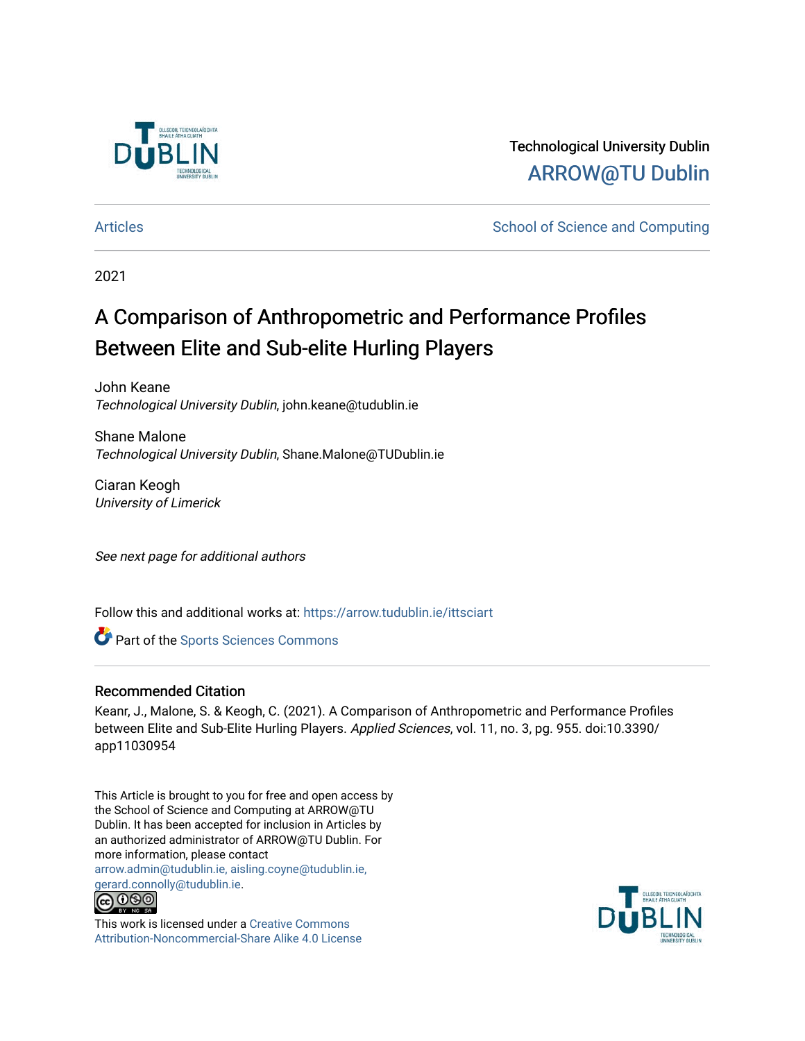Technological University Dublin

ARROW@TU Dublin

Articles

School of Science and Computing

2021

# A Comparison of Anthropometric and Performance Profiles Between Elite and Sub-elite Hurling Players

John Keane
*Technological University Dublin*, john.keane@tudublin.ie

Shane Malone
*Technological University Dublin*, Shane.Malone@TUDublin.ie

Ciaran Keogh
*University of Limerick*

*See next page for additional authors*

Follow this and additional works at: https://arrow.tudublin.ie/ittsciart

Part of the Sports Sciences Commons

## Recommended Citation

Keanr, J., Malone, S. & Keogh, C. (2021). A Comparison of Anthropometric and Performance Profiles between Elite and Sub-Elite Hurling Players. *Applied Sciences*, vol. 11, no. 3, pg. 955. doi:10.3390/app11030954

This Article is brought to you for free and open access by the School of Science and Computing at ARROW@TU Dublin. It has been accepted for inclusion in Articles by an authorized administrator of ARROW@TU Dublin. For more information, please contact arrow.admin@tudublin.ie, aisling.coyne@tudublin.ie, gerard.connolly@tudublin.ie.

This work is licensed under a Creative Commons Attribution-Noncommercial-Share Alike 4.0 License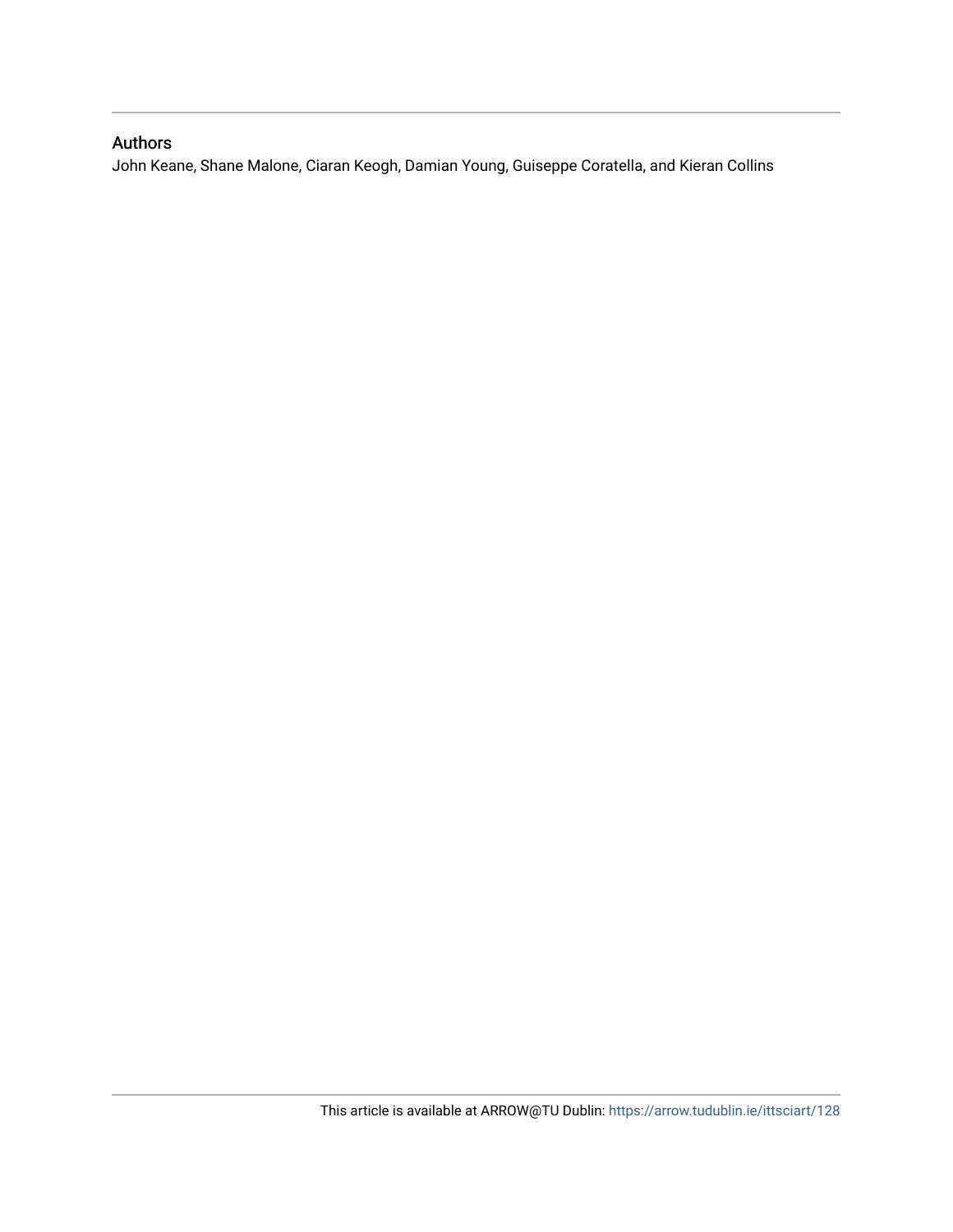## Authors

John Keane, Shane Malone, Ciaran Keogh, Damian Young, Guiseppe Coratella, and Kieran Collins

This article is available at ARROW@TU Dublin: https://arrow.tudublin.ie/ittsciart/128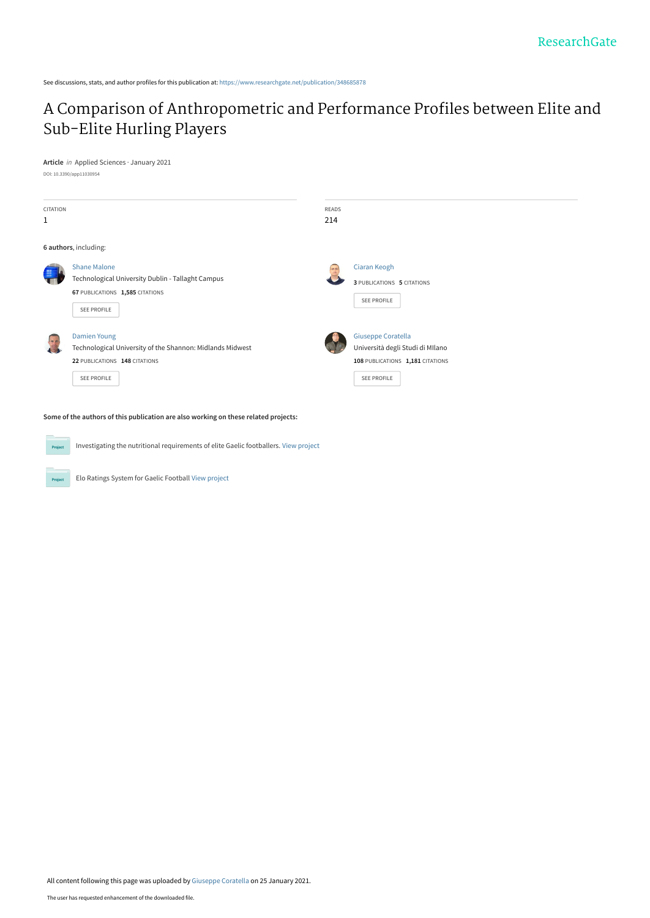See discussions, stats, and author profiles for this publication at: https://www.researchgate.net/publication/348685878

# A Comparison of Anthropometric and Performance Profiles between Elite and Sub-Elite Hurling Players

**Article** *in* Applied Sciences · January 2021

DOI: 10.3390/app11030954

| CITATION | READS |
|---|---|
| 1 | 214 |

**6 authors**, including:

**Shane Malone**
Technological University Dublin - Tallaght Campus
67 PUBLICATIONS 1,585 CITATIONS
SEE PROFILE

**Ciaran Keogh**
3 PUBLICATIONS 5 CITATIONS
SEE PROFILE

**Damien Young**
Technological University of the Shannon: Midlands Midwest
22 PUBLICATIONS 148 CITATIONS
SEE PROFILE

**Giuseppe Coratella**
Università degli Studi di MIlano
108 PUBLICATIONS 1,181 CITATIONS
SEE PROFILE

**Some of the authors of this publication are also working on these related projects:**

Project: Investigating the nutritional requirements of elite Gaelic footballers. View project

Project: Elo Ratings System for Gaelic Football View project

All content following this page was uploaded by Giuseppe Coratella on 25 January 2021.

The user has requested enhancement of the downloaded file.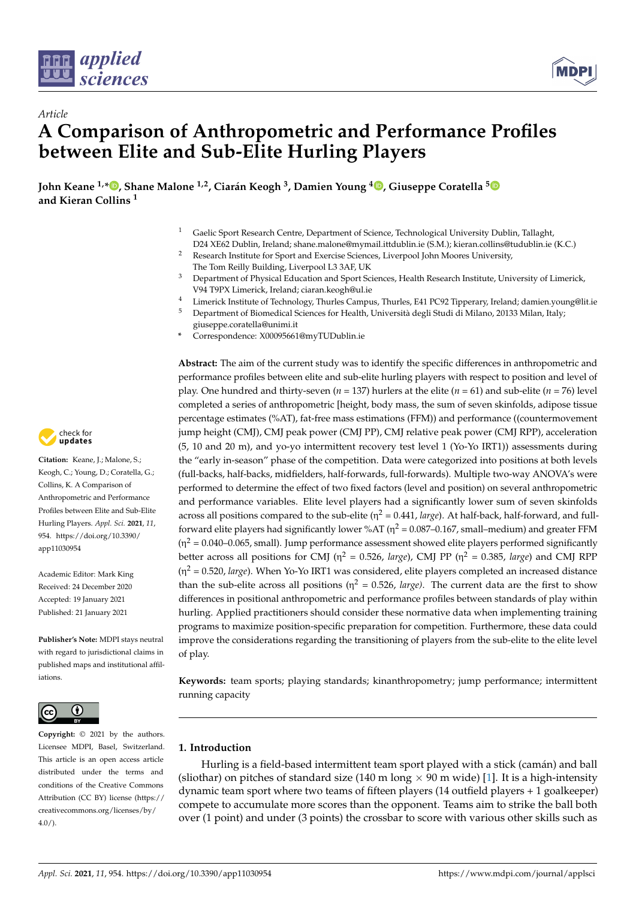Article

# A Comparison of Anthropometric and Performance Profiles between Elite and Sub-Elite Hurling Players

**John Keane [1,*], Shane Malone [1,2], Ciarán Keogh [3], Damien Young [4], Giuseppe Coratella [5] and Kieran Collins [1]**

[1] Gaelic Sport Research Centre, Department of Science, Technological University Dublin, Tallaght, D24 XE62 Dublin, Ireland; shane.malone@mymail.ittdublin.ie (S.M.); kieran.collins@tudublin.ie (K.C.)

[2] Research Institute for Sport and Exercise Sciences, Liverpool John Moores University, The Tom Reilly Building, Liverpool L3 3AF, UK

[3] Department of Physical Education and Sport Sciences, Health Research Institute, University of Limerick, V94 T9PX Limerick, Ireland; ciaran.keogh@ul.ie

[4] Limerick Institute of Technology, Thurles Campus, Thurles, E41 PC92 Tipperary, Ireland; damien.young@lit.ie

[5] Department of Biomedical Sciences for Health, Università degli Studi di Milano, 20133 Milan, Italy; giuseppe.coratella@unimi.it

* Correspondence: X00095661@myTUDublin.ie

**Abstract:** The aim of the current study was to identify the specific differences in anthropometric and performance profiles between elite and sub-elite hurling players with respect to position and level of play. One hundred and thirty-seven ($n$ = 137) hurlers at the elite ($n$ = 61) and sub-elite ($n$ = 76) level completed a series of anthropometric [height, body mass, the sum of seven skinfolds, adipose tissue percentage estimates (%AT), fat-free mass estimations (FFM)) and performance ((countermovement jump height (CMJ), CMJ peak power (CMJ PP), CMJ relative peak power (CMJ RPP), acceleration (5, 10 and 20 m), and yo-yo intermittent recovery test level 1 (Yo-Yo IRT1)) assessments during the "early in-season" phase of the competition. Data were categorized into positions at both levels (full-backs, half-backs, midfielders, half-forwards, full-forwards). Multiple two-way ANOVA's were performed to determine the effect of two fixed factors (level and position) on several anthropometric and performance variables. Elite level players had a significantly lower sum of seven skinfolds across all positions compared to the sub-elite ($\eta^2$ = 0.441, *large*). At half-back, half-forward, and full-forward elite players had significantly lower %AT ($\eta^2$ = 0.087–0.167, small–medium) and greater FFM ($\eta^2$ = 0.040–0.065, small). Jump performance assessment showed elite players performed significantly better across all positions for CMJ ($\eta^2$ = 0.526, *large*), CMJ PP ($\eta^2$ = 0.385, *large*) and CMJ RPP ($\eta^2$ = 0.520, *large*). When Yo-Yo IRT1 was considered, elite players completed an increased distance than the sub-elite across all positions ($\eta^2$ = 0.526, *large*). The current data are the first to show differences in positional anthropometric and performance profiles between standards of play within hurling. Applied practitioners should consider these normative data when implementing training programs to maximize position-specific preparation for competition. Furthermore, these data could improve the considerations regarding the transitioning of players from the sub-elite to the elite level of play.

**Keywords:** team sports; playing standards; kinanthropometry; jump performance; intermittent running capacity

**Citation:** Keane, J.; Malone, S.; Keogh, C.; Young, D.; Coratella, G.; Collins, K. A Comparison of Anthropometric and Performance Profiles between Elite and Sub-Elite Hurling Players. *Appl. Sci.* **2021**, *11*, 954. https://doi.org/10.3390/app11030954

Academic Editor: Mark King

Received: 24 December 2020
Accepted: 19 January 2021
Published: 21 January 2021

**Publisher's Note:** MDPI stays neutral with regard to jurisdictional claims in published maps and institutional affiliations.

**Copyright:** © 2021 by the authors. Licensee MDPI, Basel, Switzerland. This article is an open access article distributed under the terms and conditions of the Creative Commons Attribution (CC BY) license (https://creativecommons.org/licenses/by/4.0/).

## 1. Introduction

Hurling is a field-based intermittent team sport played with a stick (camán) and ball (sliothar) on pitches of standard size (140 m long × 90 m wide) [1]. It is a high-intensity dynamic team sport where two teams of fifteen players (14 outfield players + 1 goalkeeper) compete to accumulate more scores than the opponent. Teams aim to strike the ball both over (1 point) and under (3 points) the crossbar to score with various other skills such as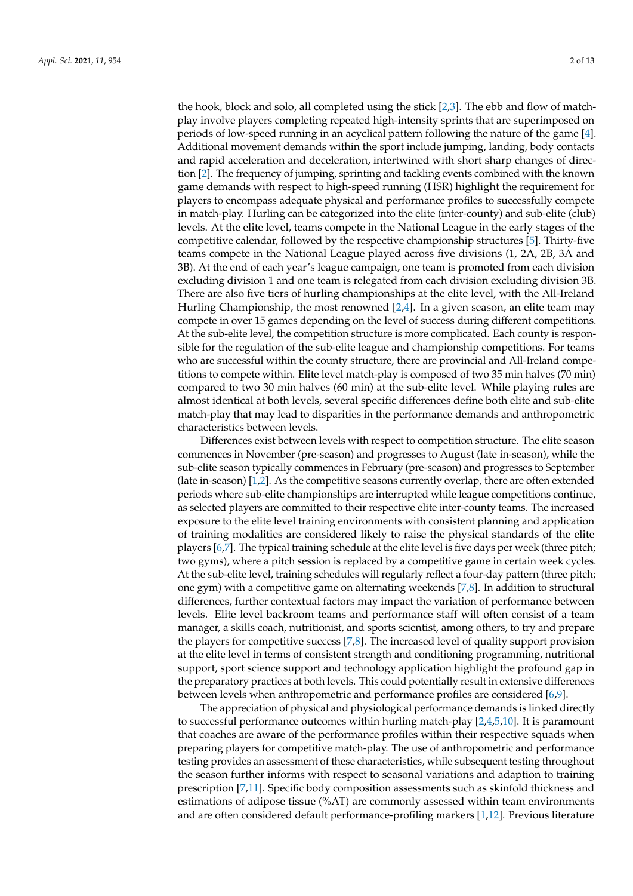the hook, block and solo, all completed using the stick [2,3]. The ebb and flow of match-play involve players completing repeated high-intensity sprints that are superimposed on periods of low-speed running in an acyclical pattern following the nature of the game [4]. Additional movement demands within the sport include jumping, landing, body contacts and rapid acceleration and deceleration, intertwined with short sharp changes of direction [2]. The frequency of jumping, sprinting and tackling events combined with the known game demands with respect to high-speed running (HSR) highlight the requirement for players to encompass adequate physical and performance profiles to successfully compete in match-play. Hurling can be categorized into the elite (inter-county) and sub-elite (club) levels. At the elite level, teams compete in the National League in the early stages of the competitive calendar, followed by the respective championship structures [5]. Thirty-five teams compete in the National League played across five divisions (1, 2A, 2B, 3A and 3B). At the end of each year's league campaign, one team is promoted from each division excluding division 1 and one team is relegated from each division excluding division 3B. There are also five tiers of hurling championships at the elite level, with the All-Ireland Hurling Championship, the most renowned [2,4]. In a given season, an elite team may compete in over 15 games depending on the level of success during different competitions. At the sub-elite level, the competition structure is more complicated. Each county is responsible for the regulation of the sub-elite league and championship competitions. For teams who are successful within the county structure, there are provincial and All-Ireland competitions to compete within. Elite level match-play is composed of two 35 min halves (70 min) compared to two 30 min halves (60 min) at the sub-elite level. While playing rules are almost identical at both levels, several specific differences define both elite and sub-elite match-play that may lead to disparities in the performance demands and anthropometric characteristics between levels.

Differences exist between levels with respect to competition structure. The elite season commences in November (pre-season) and progresses to August (late in-season), while the sub-elite season typically commences in February (pre-season) and progresses to September (late in-season) [1,2]. As the competitive seasons currently overlap, there are often extended periods where sub-elite championships are interrupted while league competitions continue, as selected players are committed to their respective elite inter-county teams. The increased exposure to the elite level training environments with consistent planning and application of training modalities are considered likely to raise the physical standards of the elite players [6,7]. The typical training schedule at the elite level is five days per week (three pitch; two gyms), where a pitch session is replaced by a competitive game in certain week cycles. At the sub-elite level, training schedules will regularly reflect a four-day pattern (three pitch; one gym) with a competitive game on alternating weekends [7,8]. In addition to structural differences, further contextual factors may impact the variation of performance between levels. Elite level backroom teams and performance staff will often consist of a team manager, a skills coach, nutritionist, and sports scientist, among others, to try and prepare the players for competitive success [7,8]. The increased level of quality support provision at the elite level in terms of consistent strength and conditioning programming, nutritional support, sport science support and technology application highlight the profound gap in the preparatory practices at both levels. This could potentially result in extensive differences between levels when anthropometric and performance profiles are considered [6,9].

The appreciation of physical and physiological performance demands is linked directly to successful performance outcomes within hurling match-play [2,4,5,10]. It is paramount that coaches are aware of the performance profiles within their respective squads when preparing players for competitive match-play. The use of anthropometric and performance testing provides an assessment of these characteristics, while subsequent testing throughout the season further informs with respect to seasonal variations and adaption to training prescription [7,11]. Specific body composition assessments such as skinfold thickness and estimations of adipose tissue (%AT) are commonly assessed within team environments and are often considered default performance-profiling markers [1,12]. Previous literature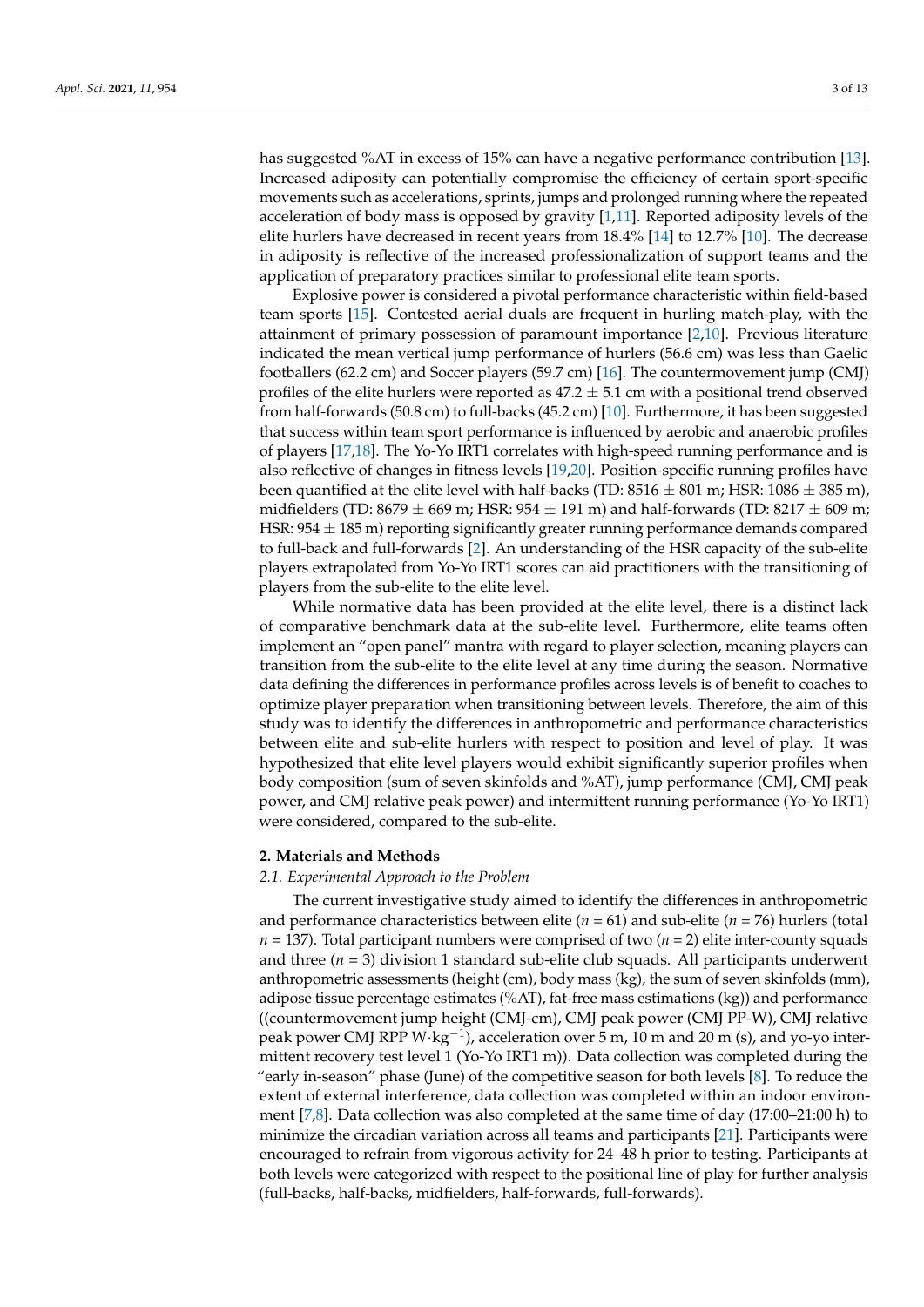has suggested %AT in excess of 15% can have a negative performance contribution [13]. Increased adiposity can potentially compromise the efficiency of certain sport-specific movements such as accelerations, sprints, jumps and prolonged running where the repeated acceleration of body mass is opposed by gravity [1,11]. Reported adiposity levels of the elite hurlers have decreased in recent years from 18.4% [14] to 12.7% [10]. The decrease in adiposity is reflective of the increased professionalization of support teams and the application of preparatory practices similar to professional elite team sports.

Explosive power is considered a pivotal performance characteristic within field-based team sports [15]. Contested aerial duals are frequent in hurling match-play, with the attainment of primary possession of paramount importance [2,10]. Previous literature indicated the mean vertical jump performance of hurlers (56.6 cm) was less than Gaelic footballers (62.2 cm) and Soccer players (59.7 cm) [16]. The countermovement jump (CMJ) profiles of the elite hurlers were reported as $47.2 \pm 5.1$ cm with a positional trend observed from half-forwards (50.8 cm) to full-backs (45.2 cm) [10]. Furthermore, it has been suggested that success within team sport performance is influenced by aerobic and anaerobic profiles of players [17,18]. The Yo-Yo IRT1 correlates with high-speed running performance and is also reflective of changes in fitness levels [19,20]. Position-specific running profiles have been quantified at the elite level with half-backs (TD: $8516 \pm 801$ m; HSR: $1086 \pm 385$ m), midfielders (TD: $8679 \pm 669$ m; HSR: $954 \pm 191$ m) and half-forwards (TD: $8217 \pm 609$ m; HSR: $954 \pm 185$ m) reporting significantly greater running performance demands compared to full-back and full-forwards [2]. An understanding of the HSR capacity of the sub-elite players extrapolated from Yo-Yo IRT1 scores can aid practitioners with the transitioning of players from the sub-elite to the elite level.

While normative data has been provided at the elite level, there is a distinct lack of comparative benchmark data at the sub-elite level. Furthermore, elite teams often implement an "open panel" mantra with regard to player selection, meaning players can transition from the sub-elite to the elite level at any time during the season. Normative data defining the differences in performance profiles across levels is of benefit to coaches to optimize player preparation when transitioning between levels. Therefore, the aim of this study was to identify the differences in anthropometric and performance characteristics between elite and sub-elite hurlers with respect to position and level of play. It was hypothesized that elite level players would exhibit significantly superior profiles when body composition (sum of seven skinfolds and %AT), jump performance (CMJ, CMJ peak power, and CMJ relative peak power) and intermittent running performance (Yo-Yo IRT1) were considered, compared to the sub-elite.

## 2. Materials and Methods

### 2.1. Experimental Approach to the Problem

The current investigative study aimed to identify the differences in anthropometric and performance characteristics between elite ($n$ = 61) and sub-elite ($n$ = 76) hurlers (total $n$ = 137). Total participant numbers were comprised of two ($n$ = 2) elite inter-county squads and three ($n$ = 3) division 1 standard sub-elite club squads. All participants underwent anthropometric assessments (height (cm), body mass (kg), the sum of seven skinfolds (mm), adipose tissue percentage estimates (%AT), fat-free mass estimations (kg)) and performance ((countermovement jump height (CMJ-cm), CMJ peak power (CMJ PP-W), CMJ relative peak power CMJ RPP $\text{W}\cdot\text{kg}^{-1}$), acceleration over 5 m, 10 m and 20 m (s), and yo-yo intermittent recovery test level 1 (Yo-Yo IRT1 m)). Data collection was completed during the "early in-season" phase (June) of the competitive season for both levels [8]. To reduce the extent of external interference, data collection was completed within an indoor environment [7,8]. Data collection was also completed at the same time of day (17:00–21:00 h) to minimize the circadian variation across all teams and participants [21]. Participants were encouraged to refrain from vigorous activity for 24–48 h prior to testing. Participants at both levels were categorized with respect to the positional line of play for further analysis (full-backs, half-backs, midfielders, half-forwards, full-forwards).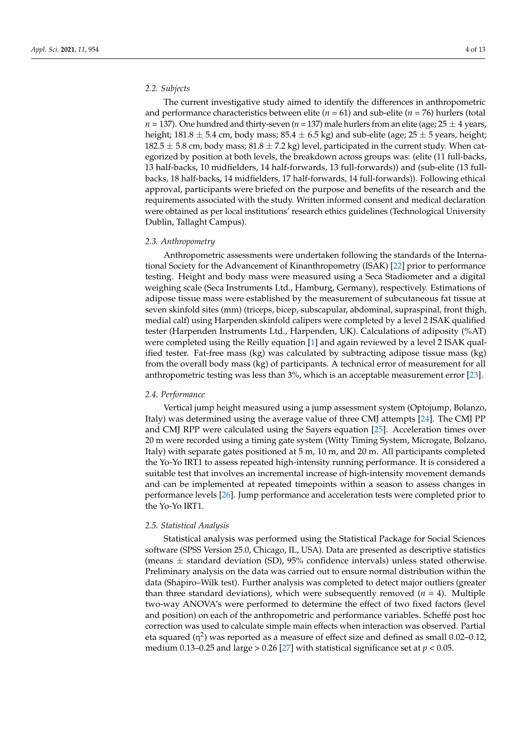### 2.2. Subjects

The current investigative study aimed to identify the differences in anthropometric and performance characteristics between elite ($n$ = 61) and sub-elite ($n$ = 76) hurlers (total $n$ = 137). One hundred and thirty-seven ($n$ = 137) male hurlers from an elite (age; 25 ± 4 years, height; 181.8 ± 5.4 cm, body mass; 85.4 ± 6.5 kg) and sub-elite (age; 25 ± 5 years, height; 182.5 ± 5.8 cm, body mass; 81.8 ± 7.2 kg) level, participated in the current study. When categorized by position at both levels, the breakdown across groups was: (elite (11 full-backs, 13 half-backs, 10 midfielders, 14 half-forwards, 13 full-forwards)) and (sub-elite (13 full-backs, 18 half-backs, 14 midfielders, 17 half-forwards, 14 full-forwards)). Following ethical approval, participants were briefed on the purpose and benefits of the research and the requirements associated with the study. Written informed consent and medical declaration were obtained as per local institutions' research ethics guidelines (Technological University Dublin, Tallaght Campus).

### 2.3. Anthropometry

Anthropometric assessments were undertaken following the standards of the International Society for the Advancement of Kinanthropometry (ISAK) [22] prior to performance testing. Height and body mass were measured using a Seca Stadiometer and a digital weighing scale (Seca Instruments Ltd., Hamburg, Germany), respectively. Estimations of adipose tissue mass were established by the measurement of subcutaneous fat tissue at seven skinfold sites (mm) (triceps, bicep, subscapular, abdominal, supraspinal, front thigh, medial calf) using Harpenden skinfold calipers were completed by a level 2 ISAK qualified tester (Harpenden Instruments Ltd., Harpenden, UK). Calculations of adiposity (%AT) were completed using the Reilly equation [1] and again reviewed by a level 2 ISAK qualified tester. Fat-free mass (kg) was calculated by subtracting adipose tissue mass (kg) from the overall body mass (kg) of participants. A technical error of measurement for all anthropometric testing was less than 3%, which is an acceptable measurement error [23].

### 2.4. Performance

Vertical jump height measured using a jump assessment system (Optojump, Bolanzo, Italy) was determined using the average value of three CMJ attempts [24]. The CMJ PP and CMJ RPP were calculated using the Sayers equation [25]. Acceleration times over 20 m were recorded using a timing gate system (Witty Timing System, Microgate, Bolzano, Italy) with separate gates positioned at 5 m, 10 m, and 20 m. All participants completed the Yo-Yo IRT1 to assess repeated high-intensity running performance. It is considered a suitable test that involves an incremental increase of high-intensity movement demands and can be implemented at repeated timepoints within a season to assess changes in performance levels [26]. Jump performance and acceleration tests were completed prior to the Yo-Yo IRT1.

### 2.5. Statistical Analysis

Statistical analysis was performed using the Statistical Package for Social Sciences software (SPSS Version 25.0, Chicago, IL, USA). Data are presented as descriptive statistics (means ± standard deviation (SD), 95% confidence intervals) unless stated otherwise. Preliminary analysis on the data was carried out to ensure normal distribution within the data (Shapiro–Wilk test). Further analysis was completed to detect major outliers (greater than three standard deviations), which were subsequently removed ($n$ = 4). Multiple two-way ANOVA's were performed to determine the effect of two fixed factors (level and position) on each of the anthropometric and performance variables. Scheffé post hoc correction was used to calculate simple main effects when interaction was observed. Partial eta squared ($\eta^2$) was reported as a measure of effect size and defined as small 0.02–0.12, medium 0.13–0.25 and large > 0.26 [27] with statistical significance set at $p < 0.05$.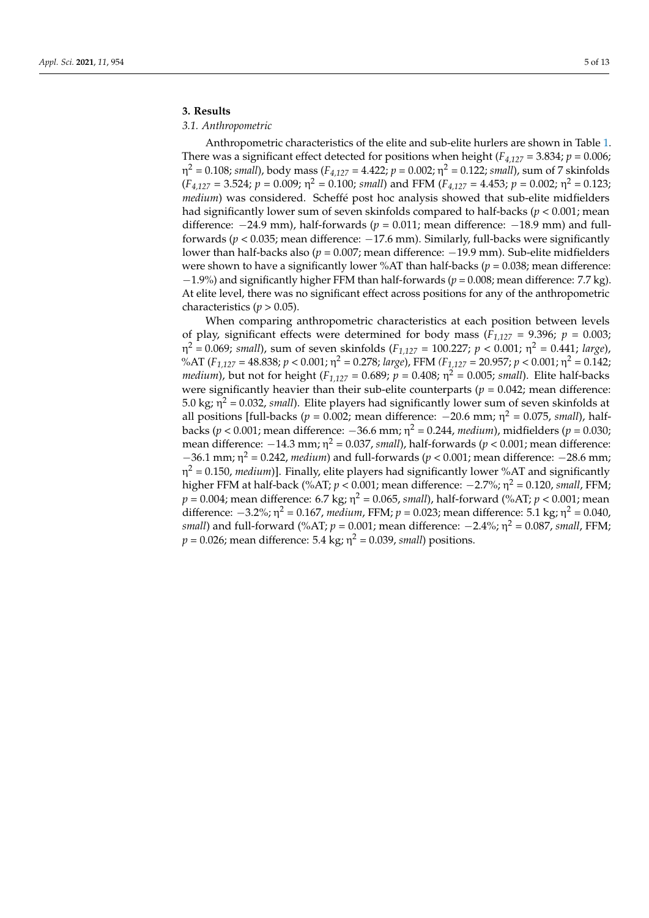## 3. Results

### 3.1. Anthropometric

Anthropometric characteristics of the elite and sub-elite hurlers are shown in Table 1. There was a significant effect detected for positions when height ($F_{4,127}$ = 3.834; $p$ = 0.006; $\eta^2$ = 0.108; *small*), body mass ($F_{4,127}$ = 4.422; $p$ = 0.002; $\eta^2$ = 0.122; *small*), sum of 7 skinfolds ($F_{4,127}$ = 3.524; $p$ = 0.009; $\eta^2$ = 0.100; *small*) and FFM ($F_{4,127}$ = 4.453; $p$ = 0.002; $\eta^2$ = 0.123; *medium*) was considered. Scheffé post hoc analysis showed that sub-elite midfielders had significantly lower sum of seven skinfolds compared to half-backs ($p$ < 0.001; mean difference: −24.9 mm), half-forwards ($p$ = 0.011; mean difference: −18.9 mm) and full-forwards ($p$ < 0.035; mean difference: −17.6 mm). Similarly, full-backs were significantly lower than half-backs also ($p$ = 0.007; mean difference: −19.9 mm). Sub-elite midfielders were shown to have a significantly lower %AT than half-backs ($p$ = 0.038; mean difference: −1.9%) and significantly higher FFM than half-forwards ($p$ = 0.008; mean difference: 7.7 kg). At elite level, there was no significant effect across positions for any of the anthropometric characteristics ($p$ > 0.05).

When comparing anthropometric characteristics at each position between levels of play, significant effects were determined for body mass ($F_{1,127}$ = 9.396; $p$ = 0.003; $\eta^2$ = 0.069; *small*), sum of seven skinfolds ($F_{1,127}$ = 100.227; $p$ < 0.001; $\eta^2$ = 0.441; *large*), %AT ($F_{1,127}$ = 48.838; $p$ < 0.001; $\eta^2$ = 0.278; *large*), FFM ($F_{1,127}$ = 20.957; $p$ < 0.001; $\eta^2$ = 0.142; *medium*), but not for height ($F_{1,127}$ = 0.689; $p$ = 0.408; $\eta^2$ = 0.005; *small*). Elite half-backs were significantly heavier than their sub-elite counterparts ($p$ = 0.042; mean difference: 5.0 kg; $\eta^2$ = 0.032, *small*). Elite players had significantly lower sum of seven skinfolds at all positions [full-backs ($p$ = 0.002; mean difference: −20.6 mm; $\eta^2$ = 0.075, *small*), half-backs ($p$ < 0.001; mean difference: −36.6 mm; $\eta^2$ = 0.244, *medium*), midfielders ($p$ = 0.030; mean difference: −14.3 mm; $\eta^2$ = 0.037, *small*), half-forwards ($p$ < 0.001; mean difference: −36.1 mm; $\eta^2$ = 0.242, *medium*) and full-forwards ($p$ < 0.001; mean difference: −28.6 mm; $\eta^2$ = 0.150, *medium*)]. Finally, elite players had significantly lower %AT and significantly higher FFM at half-back (%AT; $p$ < 0.001; mean difference: −2.7%; $\eta^2$ = 0.120, *small*, FFM; $p$ = 0.004; mean difference: 6.7 kg; $\eta^2$ = 0.065, *small*), half-forward (%AT; $p$ < 0.001; mean difference: −3.2%; $\eta^2$ = 0.167, *medium*, FFM; $p$ = 0.023; mean difference: 5.1 kg; $\eta^2$ = 0.040, *small*) and full-forward (%AT; $p$ = 0.001; mean difference: −2.4%; $\eta^2$ = 0.087, *small*, FFM; $p$ = 0.026; mean difference: 5.4 kg; $\eta^2$ = 0.039, *small*) positions.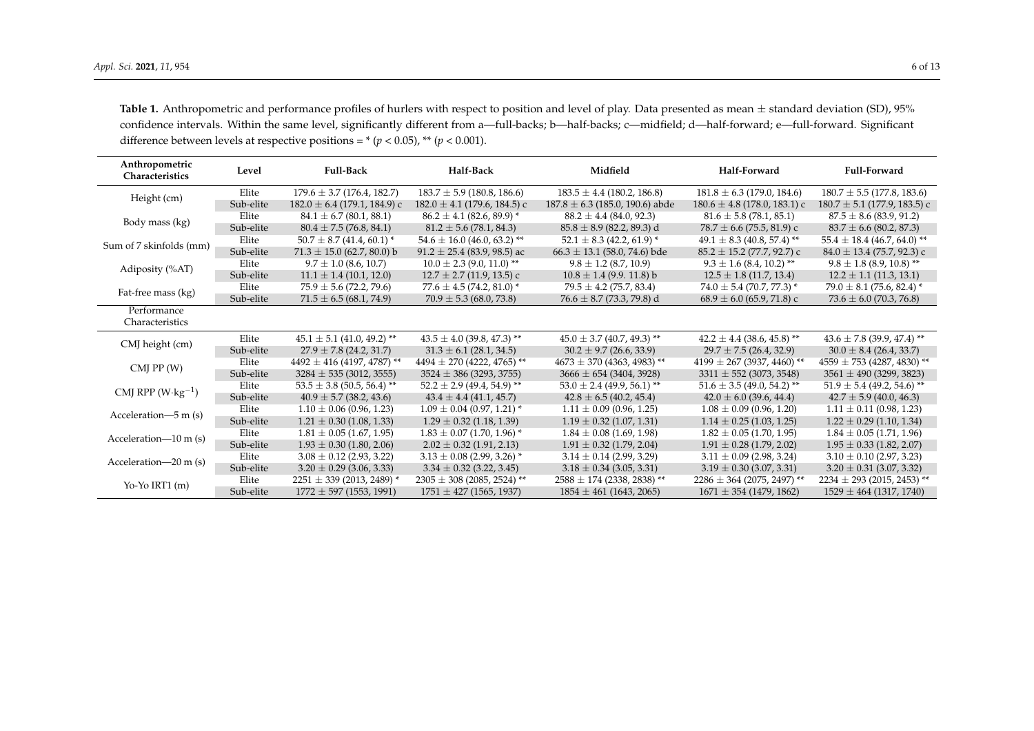**Table 1.** Anthropometric and performance profiles of hurlers with respect to position and level of play. Data presented as mean ± standard deviation (SD), 95% confidence intervals. Within the same level, significantly different from a—full-backs; b—half-backs; c—midfield; d—half-forward; e—full-forward. Significant difference between levels at respective positions = * ($p < 0.05$), ** ($p < 0.001$).

| Anthropometric Characteristics | Level | Full-Back | Half-Back | Midfield | Half-Forward | Full-Forward |
|---|---|---|---|---|---|---|
| Height (cm) | Elite | 179.6 ± 3.7 (176.4, 182.7) | 183.7 ± 5.9 (180.8, 186.6) | 183.5 ± 4.4 (180.2, 186.8) | 181.8 ± 6.3 (179.0, 184.6) | 180.7 ± 5.5 (177.8, 183.6) |
| | Sub-elite | 182.0 ± 6.4 (179.1, 184.9) c | 182.0 ± 4.1 (179.6, 184.5) c | 187.8 ± 6.3 (185.0, 190.6) abde | 180.6 ± 4.8 (178.0, 183.1) c | 180.7 ± 5.1 (177.9, 183.5) c |
| Body mass (kg) | Elite | 84.1 ± 6.7 (80.1, 88.1) | 86.2 ± 4.1 (82.6, 89.9) * | 88.2 ± 4.4 (84.0, 92.3) | 81.6 ± 5.8 (78.1, 85.1) | 87.5 ± 8.6 (83.9, 91.2) |
| | Sub-elite | 80.4 ± 7.5 (76.8, 84.1) | 81.2 ± 5.6 (78.1, 84.3) | 85.8 ± 8.9 (82.2, 89.3) d | 78.7 ± 6.6 (75.5, 81.9) c | 83.7 ± 6.6 (80.2, 87.3) |
| Sum of 7 skinfolds (mm) | Elite | 50.7 ± 8.7 (41.4, 60.1) * | 54.6 ± 16.0 (46.0, 63.2) ** | 52.1 ± 8.3 (42.2, 61.9) * | 49.1 ± 8.3 (40.8, 57.4) ** | 55.4 ± 18.4 (46.7, 64.0) ** |
| | Sub-elite | 71.3 ± 15.0 (62.7, 80.0) b | 91.2 ± 25.4 (83.9, 98.5) ac | 66.3 ± 13.1 (58.0, 74.6) bde | 85.2 ± 15.2 (77.7, 92.7) c | 84.0 ± 13.4 (75.7, 92.3) c |
| Adiposity (%AT) | Elite | 9.7 ± 1.0 (8.6, 10.7) | 10.0 ± 2.3 (9.0, 11.0) ** | 9.8 ± 1.2 (8.7, 10.9) | 9.3 ± 1.6 (8.4, 10.2) ** | 9.8 ± 1.8 (8.9, 10.8) ** |
| | Sub-elite | 11.1 ± 1.4 (10.1, 12.0) | 12.7 ± 2.7 (11.9, 13.5) c | 10.8 ± 1.4 (9.9. 11.8) b | 12.5 ± 1.8 (11.7, 13.4) | 12.2 ± 1.1 (11.3, 13.1) |
| Fat-free mass (kg) | Elite | 75.9 ± 5.6 (72.2, 79.6) | 77.6 ± 4.5 (74.2, 81.0) * | 79.5 ± 4.2 (75.7, 83.4) | 74.0 ± 5.4 (70.7, 77.3) * | 79.0 ± 8.1 (75.6, 82.4) * |
| | Sub-elite | 71.5 ± 6.5 (68.1, 74.9) | 70.9 ± 5.3 (68.0, 73.8) | 76.6 ± 8.7 (73.3, 79.8) d | 68.9 ± 6.0 (65.9, 71.8) c | 73.6 ± 6.0 (70.3, 76.8) |
| **Performance Characteristics** | | | | | | |
| CMJ height (cm) | Elite | 45.1 ± 5.1 (41.0, 49.2) ** | 43.5 ± 4.0 (39.8, 47.3) ** | 45.0 ± 3.7 (40.7, 49.3) ** | 42.2 ± 4.4 (38.6, 45.8) ** | 43.6 ± 7.8 (39.9, 47.4) ** |
| | Sub-elite | 27.9 ± 7.8 (24.2, 31.7) | 31.3 ± 6.1 (28.1, 34.5) | 30.2 ± 9.7 (26.6, 33.9) | 29.7 ± 7.5 (26.4, 32.9) | 30.0 ± 8.4 (26.4, 33.7) |
| CMJ PP (W) | Elite | 4492 ± 416 (4197, 4787) ** | 4494 ± 270 (4222, 4765) ** | 4673 ± 370 (4363, 4983) ** | 4199 ± 267 (3937, 4460) ** | 4559 ± 753 (4287, 4830) ** |
| | Sub-elite | 3284 ± 535 (3012, 3555) | 3524 ± 386 (3293, 3755) | 3666 ± 654 (3404, 3928) | 3311 ± 552 (3073, 3548) | 3561 ± 490 (3299, 3823) |
| CMJ RPP ($W \cdot kg^{-1}$) | Elite | 53.5 ± 3.8 (50.5, 56.4) ** | 52.2 ± 2.9 (49.4, 54.9) ** | 53.0 ± 2.4 (49.9, 56.1) ** | 51.6 ± 3.5 (49.0, 54.2) ** | 51.9 ± 5.4 (49.2, 54.6) ** |
| | Sub-elite | 40.9 ± 5.7 (38.2, 43.6) | 43.4 ± 4.4 (41.1, 45.7) | 42.8 ± 6.5 (40.2, 45.4) | 42.0 ± 6.0 (39.6, 44.4) | 42.7 ± 5.9 (40.0, 46.3) |
| Acceleration—5 m (s) | Elite | 1.10 ± 0.06 (0.96, 1.23) | 1.09 ± 0.04 (0.97, 1.21) * | 1.11 ± 0.09 (0.96, 1.25) | 1.08 ± 0.09 (0.96, 1.20) | 1.11 ± 0.11 (0.98, 1.23) |
| | Sub-elite | 1.21 ± 0.30 (1.08, 1.33) | 1.29 ± 0.32 (1.18, 1.39) | 1.19 ± 0.32 (1.07, 1.31) | 1.14 ± 0.25 (1.03, 1.25) | 1.22 ± 0.29 (1.10, 1.34) |
| Acceleration—10 m (s) | Elite | 1.81 ± 0.05 (1.67, 1.95) | 1.83 ± 0.07 (1.70, 1.96) * | 1.84 ± 0.08 (1.69, 1.98) | 1.82 ± 0.05 (1.70, 1.95) | 1.84 ± 0.05 (1.71, 1.96) |
| | Sub-elite | 1.93 ± 0.30 (1.80, 2.06) | 2.02 ± 0.32 (1.91, 2.13) | 1.91 ± 0.32 (1.79, 2.04) | 1.91 ± 0.28 (1.79, 2.02) | 1.95 ± 0.33 (1.82, 2.07) |
| Acceleration—20 m (s) | Elite | 3.08 ± 0.12 (2.93, 3.22) | 3.13 ± 0.08 (2.99, 3.26) * | 3.14 ± 0.14 (2.99, 3.29) | 3.11 ± 0.09 (2.98, 3.24) | 3.10 ± 0.10 (2.97, 3.23) |
| | Sub-elite | 3.20 ± 0.29 (3.06, 3.33) | 3.34 ± 0.32 (3.22, 3.45) | 3.18 ± 0.34 (3.05, 3.31) | 3.19 ± 0.30 (3.07, 3.31) | 3.20 ± 0.31 (3.07, 3.32) |
| Yo-Yo IRT1 (m) | Elite | 2251 ± 339 (2013, 2489) * | 2305 ± 308 (2085, 2524) ** | 2588 ± 174 (2338, 2838) ** | 2286 ± 364 (2075, 2497) ** | 2234 ± 293 (2015, 2453) ** |
| | Sub-elite | 1772 ± 597 (1553, 1991) | 1751 ± 427 (1565, 1937) | 1854 ± 461 (1643, 2065) | 1671 ± 354 (1479, 1862) | 1529 ± 464 (1317, 1740) |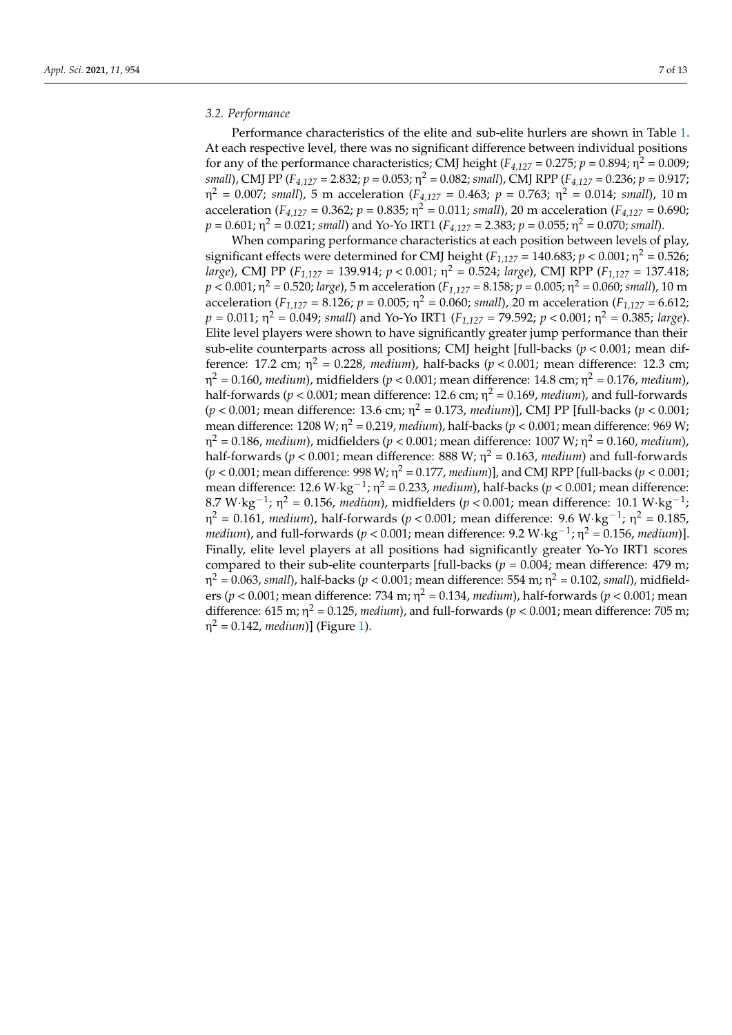### 3.2. Performance

Performance characteristics of the elite and sub-elite hurlers are shown in Table 1. At each respective level, there was no significant difference between individual positions for any of the performance characteristics; CMJ height ($F_{4,127}$ = 0.275; $p$ = 0.894; $\eta^2$ = 0.009; *small*), CMJ PP ($F_{4,127}$ = 2.832; $p$ = 0.053; $\eta^2$ = 0.082; *small*), CMJ RPP ($F_{4,127}$ = 0.236; $p$ = 0.917; $\eta^2$ = 0.007; *small*), 5 m acceleration ($F_{4,127}$ = 0.463; $p$ = 0.763; $\eta^2$ = 0.014; *small*), 10 m acceleration ($F_{4,127}$ = 0.362; $p$ = 0.835; $\eta^2$ = 0.011; *small*), 20 m acceleration ($F_{4,127}$ = 0.690; $p$ = 0.601; $\eta^2$ = 0.021; *small*) and Yo-Yo IRT1 ($F_{4,127}$ = 2.383; $p$ = 0.055; $\eta^2$ = 0.070; *small*).

When comparing performance characteristics at each position between levels of play, significant effects were determined for CMJ height ($F_{1,127}$ = 140.683; $p$ < 0.001; $\eta^2$ = 0.526; *large*), CMJ PP ($F_{1,127}$ = 139.914; $p$ < 0.001; $\eta^2$ = 0.524; *large*), CMJ RPP ($F_{1,127}$ = 137.418; $p$ < 0.001; $\eta^2$ = 0.520; *large*), 5 m acceleration ($F_{1,127}$ = 8.158; $p$ = 0.005; $\eta^2$ = 0.060; *small*), 10 m acceleration ($F_{1,127}$ = 8.126; $p$ = 0.005; $\eta^2$ = 0.060; *small*), 20 m acceleration ($F_{1,127}$ = 6.612; $p$ = 0.011; $\eta^2$ = 0.049; *small*) and Yo-Yo IRT1 ($F_{1,127}$ = 79.592; $p$ < 0.001; $\eta^2$ = 0.385; *large*). Elite level players were shown to have significantly greater jump performance than their sub-elite counterparts across all positions; CMJ height [full-backs ($p$ < 0.001; mean difference: 17.2 cm; $\eta^2$ = 0.228, *medium*), half-backs ($p$ < 0.001; mean difference: 12.3 cm; $\eta^2$ = 0.160, *medium*), midfielders ($p$ < 0.001; mean difference: 14.8 cm; $\eta^2$ = 0.176, *medium*), half-forwards ($p$ < 0.001; mean difference: 12.6 cm; $\eta^2$ = 0.169, *medium*), and full-forwards ($p$ < 0.001; mean difference: 13.6 cm; $\eta^2$ = 0.173, *medium*)], CMJ PP [full-backs ($p$ < 0.001; mean difference: 1208 W; $\eta^2$ = 0.219, *medium*), half-backs ($p$ < 0.001; mean difference: 969 W; $\eta^2$ = 0.186, *medium*), midfielders ($p$ < 0.001; mean difference: 1007 W; $\eta^2$ = 0.160, *medium*), half-forwards ($p$ < 0.001; mean difference: 888 W; $\eta^2$ = 0.163, *medium*) and full-forwards ($p$ < 0.001; mean difference: 998 W; $\eta^2$ = 0.177, *medium*)], and CMJ RPP [full-backs ($p$ < 0.001; mean difference: 12.6 $W \cdot kg^{-1}$; $\eta^2$ = 0.233, *medium*), half-backs ($p$ < 0.001; mean difference: 8.7 $W \cdot kg^{-1}$; $\eta^2$ = 0.156, *medium*), midfielders ($p$ < 0.001; mean difference: 10.1 $W \cdot kg^{-1}$; $\eta^2$ = 0.161, *medium*), half-forwards ($p$ < 0.001; mean difference: 9.6 $W \cdot kg^{-1}$; $\eta^2$ = 0.185, *medium*), and full-forwards ($p$ < 0.001; mean difference: 9.2 $W \cdot kg^{-1}$; $\eta^2$ = 0.156, *medium*)]. Finally, elite level players at all positions had significantly greater Yo-Yo IRT1 scores compared to their sub-elite counterparts [full-backs ($p$ = 0.004; mean difference: 479 m; $\eta^2$ = 0.063, *small*), half-backs ($p$ < 0.001; mean difference: 554 m; $\eta^2$ = 0.102, *small*), midfielders ($p$ < 0.001; mean difference: 734 m; $\eta^2$ = 0.134, *medium*), half-forwards ($p$ < 0.001; mean difference: 615 m; $\eta^2$ = 0.125, *medium*), and full-forwards ($p$ < 0.001; mean difference: 705 m; $\eta^2$ = 0.142, *medium*)] (Figure 1).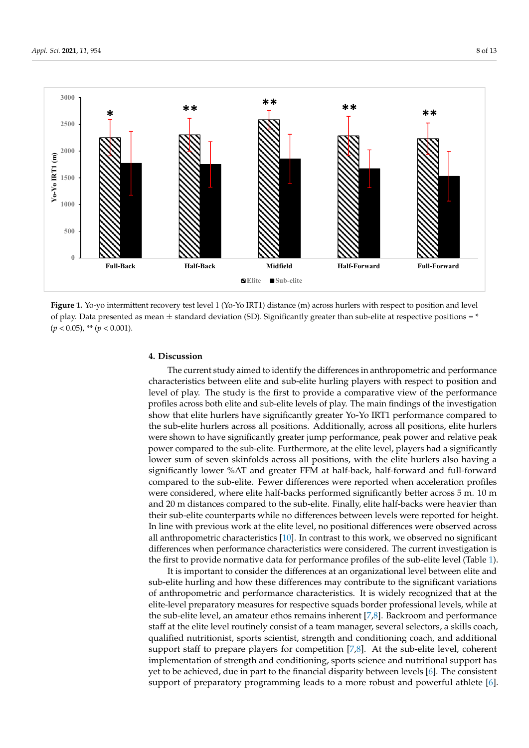**Figure 1.** Yo-yo intermittent recovery test level 1 (Yo-Yo IRT1) distance (m) across hurlers with respect to position and level of play. Data presented as mean ± standard deviation (SD). Significantly greater than sub-elite at respective positions = * ($p < 0.05$), ** ($p < 0.001$).

## 4. Discussion

The current study aimed to identify the differences in anthropometric and performance characteristics between elite and sub-elite hurling players with respect to position and level of play. The study is the first to provide a comparative view of the performance profiles across both elite and sub-elite levels of play. The main findings of the investigation show that elite hurlers have significantly greater Yo-Yo IRT1 performance compared to the sub-elite hurlers across all positions. Additionally, across all positions, elite hurlers were shown to have significantly greater jump performance, peak power and relative peak power compared to the sub-elite. Furthermore, at the elite level, players had a significantly lower sum of seven skinfolds across all positions, with the elite hurlers also having a significantly lower %AT and greater FFM at half-back, half-forward and full-forward compared to the sub-elite. Fewer differences were reported when acceleration profiles were considered, where elite half-backs performed significantly better across 5 m. 10 m and 20 m distances compared to the sub-elite. Finally, elite half-backs were heavier than their sub-elite counterparts while no differences between levels were reported for height. In line with previous work at the elite level, no positional differences were observed across all anthropometric characteristics [10]. In contrast to this work, we observed no significant differences when performance characteristics were considered. The current investigation is the first to provide normative data for performance profiles of the sub-elite level (Table 1).

It is important to consider the differences at an organizational level between elite and sub-elite hurling and how these differences may contribute to the significant variations of anthropometric and performance characteristics. It is widely recognized that at the elite-level preparatory measures for respective squads border professional levels, while at the sub-elite level, an amateur ethos remains inherent [7,8]. Backroom and performance staff at the elite level routinely consist of a team manager, several selectors, a skills coach, qualified nutritionist, sports scientist, strength and conditioning coach, and additional support staff to prepare players for competition [7,8]. At the sub-elite level, coherent implementation of strength and conditioning, sports science and nutritional support has yet to be achieved, due in part to the financial disparity between levels [6]. The consistent support of preparatory programming leads to a more robust and powerful athlete [6].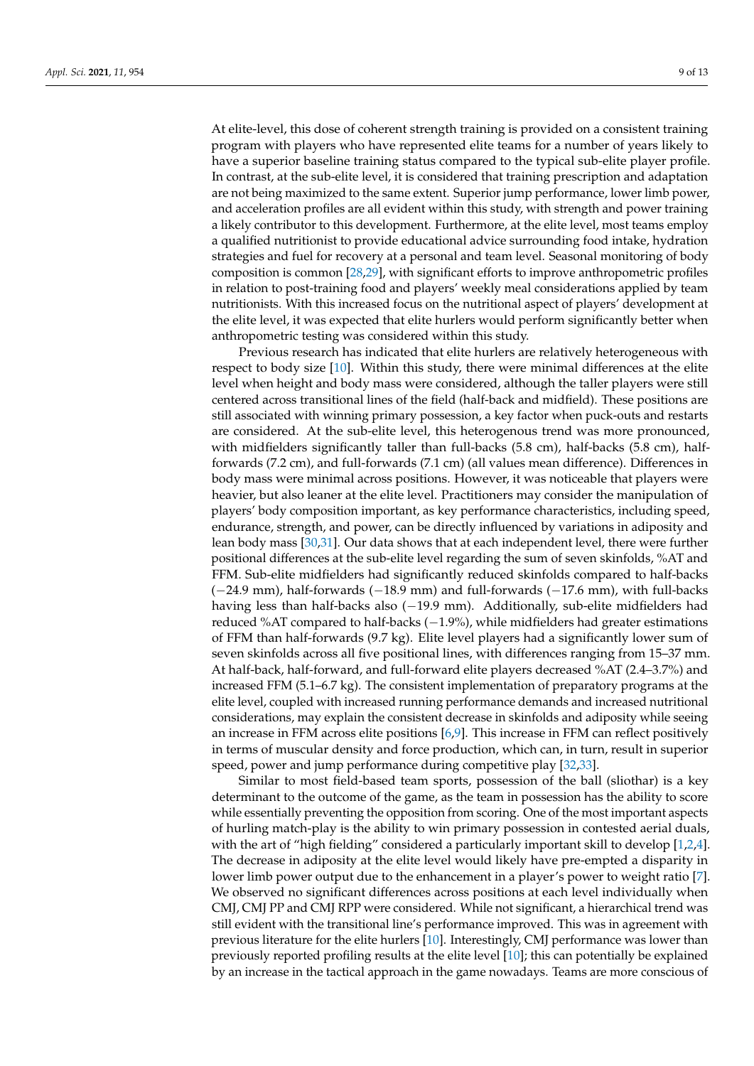At elite-level, this dose of coherent strength training is provided on a consistent training program with players who have represented elite teams for a number of years likely to have a superior baseline training status compared to the typical sub-elite player profile. In contrast, at the sub-elite level, it is considered that training prescription and adaptation are not being maximized to the same extent. Superior jump performance, lower limb power, and acceleration profiles are all evident within this study, with strength and power training a likely contributor to this development. Furthermore, at the elite level, most teams employ a qualified nutritionist to provide educational advice surrounding food intake, hydration strategies and fuel for recovery at a personal and team level. Seasonal monitoring of body composition is common [28,29], with significant efforts to improve anthropometric profiles in relation to post-training food and players' weekly meal considerations applied by team nutritionists. With this increased focus on the nutritional aspect of players' development at the elite level, it was expected that elite hurlers would perform significantly better when anthropometric testing was considered within this study.

Previous research has indicated that elite hurlers are relatively heterogeneous with respect to body size [10]. Within this study, there were minimal differences at the elite level when height and body mass were considered, although the taller players were still centered across transitional lines of the field (half-back and midfield). These positions are still associated with winning primary possession, a key factor when puck-outs and restarts are considered. At the sub-elite level, this heterogenous trend was more pronounced, with midfielders significantly taller than full-backs (5.8 cm), half-backs (5.8 cm), half-forwards (7.2 cm), and full-forwards (7.1 cm) (all values mean difference). Differences in body mass were minimal across positions. However, it was noticeable that players were heavier, but also leaner at the elite level. Practitioners may consider the manipulation of players' body composition important, as key performance characteristics, including speed, endurance, strength, and power, can be directly influenced by variations in adiposity and lean body mass [30,31]. Our data shows that at each independent level, there were further positional differences at the sub-elite level regarding the sum of seven skinfolds, %AT and FFM. Sub-elite midfielders had significantly reduced skinfolds compared to half-backs (−24.9 mm), half-forwards (−18.9 mm) and full-forwards (−17.6 mm), with full-backs having less than half-backs also (−19.9 mm). Additionally, sub-elite midfielders had reduced %AT compared to half-backs (−1.9%), while midfielders had greater estimations of FFM than half-forwards (9.7 kg). Elite level players had a significantly lower sum of seven skinfolds across all five positional lines, with differences ranging from 15–37 mm. At half-back, half-forward, and full-forward elite players decreased %AT (2.4–3.7%) and increased FFM (5.1–6.7 kg). The consistent implementation of preparatory programs at the elite level, coupled with increased running performance demands and increased nutritional considerations, may explain the consistent decrease in skinfolds and adiposity while seeing an increase in FFM across elite positions [6,9]. This increase in FFM can reflect positively in terms of muscular density and force production, which can, in turn, result in superior speed, power and jump performance during competitive play [32,33].

Similar to most field-based team sports, possession of the ball (sliothar) is a key determinant to the outcome of the game, as the team in possession has the ability to score while essentially preventing the opposition from scoring. One of the most important aspects of hurling match-play is the ability to win primary possession in contested aerial duals, with the art of "high fielding" considered a particularly important skill to develop [1,2,4]. The decrease in adiposity at the elite level would likely have pre-empted a disparity in lower limb power output due to the enhancement in a player's power to weight ratio [7]. We observed no significant differences across positions at each level individually when CMJ, CMJ PP and CMJ RPP were considered. While not significant, a hierarchical trend was still evident with the transitional line's performance improved. This was in agreement with previous literature for the elite hurlers [10]. Interestingly, CMJ performance was lower than previously reported profiling results at the elite level [10]; this can potentially be explained by an increase in the tactical approach in the game nowadays. Teams are more conscious of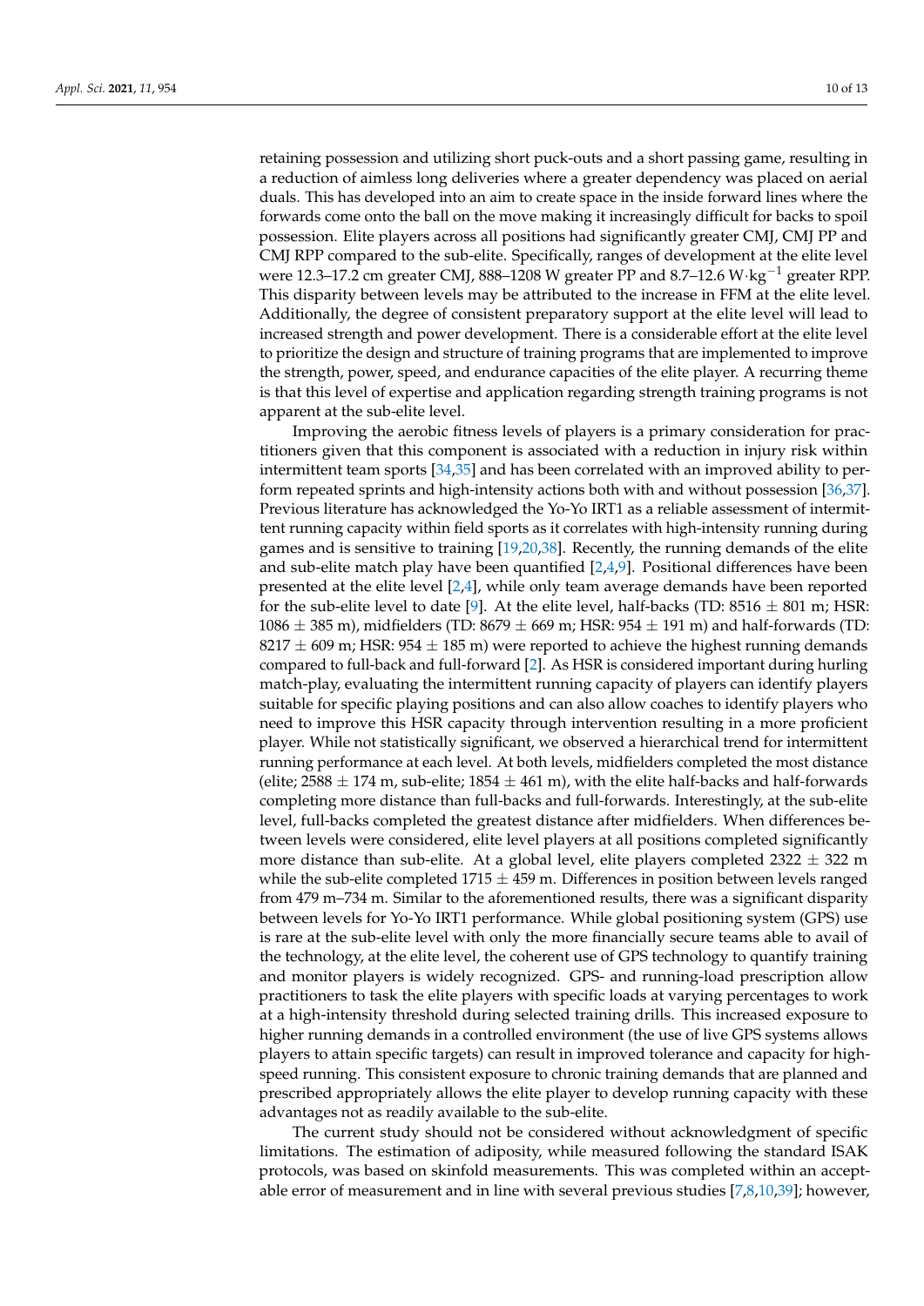retaining possession and utilizing short puck-outs and a short passing game, resulting in a reduction of aimless long deliveries where a greater dependency was placed on aerial duals. This has developed into an aim to create space in the inside forward lines where the forwards come onto the ball on the move making it increasingly difficult for backs to spoil possession. Elite players across all positions had significantly greater CMJ, CMJ PP and CMJ RPP compared to the sub-elite. Specifically, ranges of development at the elite level were 12.3–17.2 cm greater CMJ, 888–1208 W greater PP and 8.7–12.6 $W \cdot kg^{-1}$ greater RPP. This disparity between levels may be attributed to the increase in FFM at the elite level. Additionally, the degree of consistent preparatory support at the elite level will lead to increased strength and power development. There is a considerable effort at the elite level to prioritize the design and structure of training programs that are implemented to improve the strength, power, speed, and endurance capacities of the elite player. A recurring theme is that this level of expertise and application regarding strength training programs is not apparent at the sub-elite level.

Improving the aerobic fitness levels of players is a primary consideration for practitioners given that this component is associated with a reduction in injury risk within intermittent team sports [34,35] and has been correlated with an improved ability to perform repeated sprints and high-intensity actions both with and without possession [36,37]. Previous literature has acknowledged the Yo-Yo IRT1 as a reliable assessment of intermittent running capacity within field sports as it correlates with high-intensity running during games and is sensitive to training [19,20,38]. Recently, the running demands of the elite and sub-elite match play have been quantified [2,4,9]. Positional differences have been presented at the elite level [2,4], while only team average demands have been reported for the sub-elite level to date [9]. At the elite level, half-backs (TD: 8516 ± 801 m; HSR: 1086 ± 385 m), midfielders (TD: 8679 ± 669 m; HSR: 954 ± 191 m) and half-forwards (TD: 8217 ± 609 m; HSR: 954 ± 185 m) were reported to achieve the highest running demands compared to full-back and full-forward [2]. As HSR is considered important during hurling match-play, evaluating the intermittent running capacity of players can identify players suitable for specific playing positions and can also allow coaches to identify players who need to improve this HSR capacity through intervention resulting in a more proficient player. While not statistically significant, we observed a hierarchical trend for intermittent running performance at each level. At both levels, midfielders completed the most distance (elite; 2588 ± 174 m, sub-elite; 1854 ± 461 m), with the elite half-backs and half-forwards completing more distance than full-backs and full-forwards. Interestingly, at the sub-elite level, full-backs completed the greatest distance after midfielders. When differences between levels were considered, elite level players at all positions completed significantly more distance than sub-elite. At a global level, elite players completed 2322 ± 322 m while the sub-elite completed 1715 ± 459 m. Differences in position between levels ranged from 479 m–734 m. Similar to the aforementioned results, there was a significant disparity between levels for Yo-Yo IRT1 performance. While global positioning system (GPS) use is rare at the sub-elite level with only the more financially secure teams able to avail of the technology, at the elite level, the coherent use of GPS technology to quantify training and monitor players is widely recognized. GPS- and running-load prescription allow practitioners to task the elite players with specific loads at varying percentages to work at a high-intensity threshold during selected training drills. This increased exposure to higher running demands in a controlled environment (the use of live GPS systems allows players to attain specific targets) can result in improved tolerance and capacity for high-speed running. This consistent exposure to chronic training demands that are planned and prescribed appropriately allows the elite player to develop running capacity with these advantages not as readily available to the sub-elite.

The current study should not be considered without acknowledgment of specific limitations. The estimation of adiposity, while measured following the standard ISAK protocols, was based on skinfold measurements. This was completed within an acceptable error of measurement and in line with several previous studies [7,8,10,39]; however,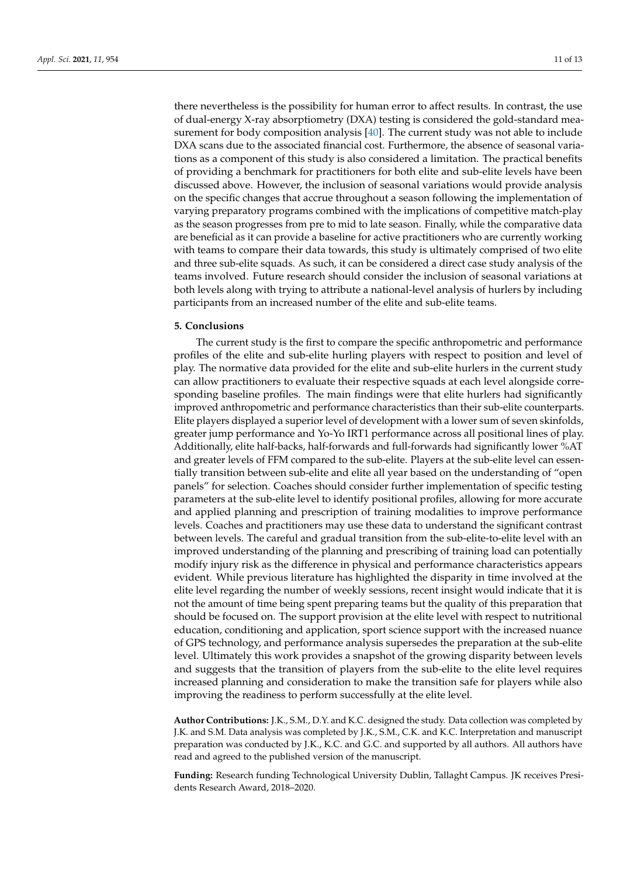there nevertheless is the possibility for human error to affect results. In contrast, the use of dual-energy X-ray absorptiometry (DXA) testing is considered the gold-standard measurement for body composition analysis [40]. The current study was not able to include DXA scans due to the associated financial cost. Furthermore, the absence of seasonal variations as a component of this study is also considered a limitation. The practical benefits of providing a benchmark for practitioners for both elite and sub-elite levels have been discussed above. However, the inclusion of seasonal variations would provide analysis on the specific changes that accrue throughout a season following the implementation of varying preparatory programs combined with the implications of competitive match-play as the season progresses from pre to mid to late season. Finally, while the comparative data are beneficial as it can provide a baseline for active practitioners who are currently working with teams to compare their data towards, this study is ultimately comprised of two elite and three sub-elite squads. As such, it can be considered a direct case study analysis of the teams involved. Future research should consider the inclusion of seasonal variations at both levels along with trying to attribute a national-level analysis of hurlers by including participants from an increased number of the elite and sub-elite teams.

## 5. Conclusions

The current study is the first to compare the specific anthropometric and performance profiles of the elite and sub-elite hurling players with respect to position and level of play. The normative data provided for the elite and sub-elite hurlers in the current study can allow practitioners to evaluate their respective squads at each level alongside corresponding baseline profiles. The main findings were that elite hurlers had significantly improved anthropometric and performance characteristics than their sub-elite counterparts. Elite players displayed a superior level of development with a lower sum of seven skinfolds, greater jump performance and Yo-Yo IRT1 performance across all positional lines of play. Additionally, elite half-backs, half-forwards and full-forwards had significantly lower %AT and greater levels of FFM compared to the sub-elite. Players at the sub-elite level can essentially transition between sub-elite and elite all year based on the understanding of "open panels" for selection. Coaches should consider further implementation of specific testing parameters at the sub-elite level to identify positional profiles, allowing for more accurate and applied planning and prescription of training modalities to improve performance levels. Coaches and practitioners may use these data to understand the significant contrast between levels. The careful and gradual transition from the sub-elite-to-elite level with an improved understanding of the planning and prescribing of training load can potentially modify injury risk as the difference in physical and performance characteristics appears evident. While previous literature has highlighted the disparity in time involved at the elite level regarding the number of weekly sessions, recent insight would indicate that it is not the amount of time being spent preparing teams but the quality of this preparation that should be focused on. The support provision at the elite level with respect to nutritional education, conditioning and application, sport science support with the increased nuance of GPS technology, and performance analysis supersedes the preparation at the sub-elite level. Ultimately this work provides a snapshot of the growing disparity between levels and suggests that the transition of players from the sub-elite to the elite level requires increased planning and consideration to make the transition safe for players while also improving the readiness to perform successfully at the elite level.

**Author Contributions:** J.K., S.M., D.Y. and K.C. designed the study. Data collection was completed by J.K. and S.M. Data analysis was completed by J.K., S.M., C.K. and K.C. Interpretation and manuscript preparation was conducted by J.K., K.C. and G.C. and supported by all authors. All authors have read and agreed to the published version of the manuscript.

**Funding:** Research funding Technological University Dublin, Tallaght Campus. JK receives Presidents Research Award, 2018–2020.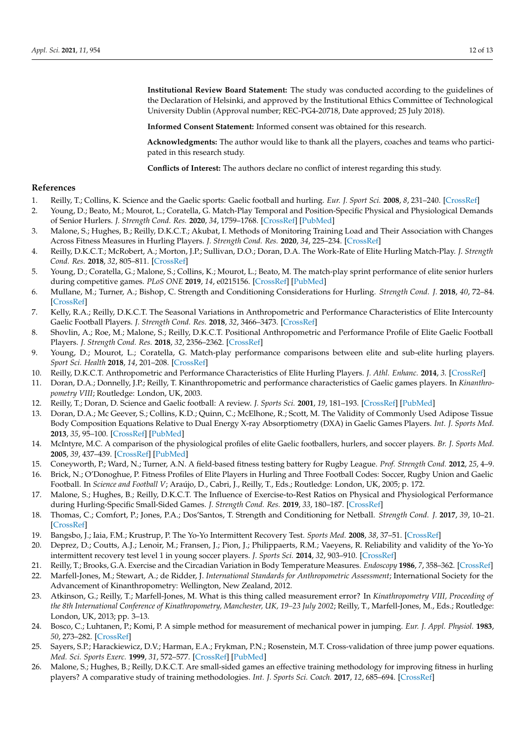**Institutional Review Board Statement:** The study was conducted according to the guidelines of the Declaration of Helsinki, and approved by the Institutional Ethics Committee of Technological University Dublin (Approval number; REC-PG4-20718, Date approved; 25 July 2018).

**Informed Consent Statement:** Informed consent was obtained for this research.

**Acknowledgments:** The author would like to thank all the players, coaches and teams who participated in this research study.

**Conflicts of Interest:** The authors declare no conflict of interest regarding this study.

## References

1. Reilly, T.; Collins, K. Science and the Gaelic sports: Gaelic football and hurling. *Eur. J. Sport Sci.* **2008**, *8*, 231–240. [CrossRef]
2. Young, D.; Beato, M.; Mourot, L.; Coratella, G. Match-Play Temporal and Position-Specific Physical and Physiological Demands of Senior Hurlers. *J. Strength Cond. Res.* **2020**, *34*, 1759–1768. [CrossRef] [PubMed]
3. Malone, S.; Hughes, B.; Reilly, D.K.C.T.; Akubat, I. Methods of Monitoring Training Load and Their Association with Changes Across Fitness Measures in Hurling Players. *J. Strength Cond. Res.* **2020**, *34*, 225–234. [CrossRef]
4. Reilly, D.K.C.T.; McRobert, A.; Morton, J.P.; Sullivan, D.O.; Doran, D.A. The Work-Rate of Elite Hurling Match-Play. *J. Strength Cond. Res.* **2018**, *32*, 805–811. [CrossRef]
5. Young, D.; Coratella, G.; Malone, S.; Collins, K.; Mourot, L.; Beato, M. The match-play sprint performance of elite senior hurlers during competitive games. *PLoS ONE* **2019**, *14*, e0215156. [CrossRef] [PubMed]
6. Mullane, M.; Turner, A.; Bishop, C. Strength and Conditioning Considerations for Hurling. *Strength Cond. J.* **2018**, *40*, 72–84. [CrossRef]
7. Kelly, R.A.; Reilly, D.K.C.T. The Seasonal Variations in Anthropometric and Performance Characteristics of Elite Intercounty Gaelic Football Players. *J. Strength Cond. Res.* **2018**, *32*, 3466–3473. [CrossRef]
8. Shovlin, A.; Roe, M.; Malone, S.; Reilly, D.K.C.T. Positional Anthropometric and Performance Profile of Elite Gaelic Football Players. *J. Strength Cond. Res.* **2018**, *32*, 2356–2362. [CrossRef]
9. Young, D.; Mourot, L.; Coratella, G. Match-play performance comparisons between elite and sub-elite hurling players. *Sport Sci. Health* **2018**, *14*, 201–208. [CrossRef]
10. Reilly, D.K.C.T. Anthropometric and Performance Characteristics of Elite Hurling Players. *J. Athl. Enhanc.* **2014**, *3*. [CrossRef]
11. Doran, D.A.; Donnelly, J.P.; Reilly, T. Kinanthropometric and performance characteristics of Gaelic games players. In *Kinanthropometry VIII*; Routledge: London, UK, 2003.
12. Reilly, T.; Doran, D. Science and Gaelic football: A review. *J. Sports Sci.* **2001**, *19*, 181–193. [CrossRef] [PubMed]
13. Doran, D.A.; Mc Geever, S.; Collins, K.D.; Quinn, C.; McElhone, R.; Scott, M. The Validity of Commonly Used Adipose Tissue Body Composition Equations Relative to Dual Energy X-ray Absorptiometry (DXA) in Gaelic Games Players. *Int. J. Sports Med.* **2013**, *35*, 95–100. [CrossRef] [PubMed]
14. McIntyre, M.C. A comparison of the physiological profiles of elite Gaelic footballers, hurlers, and soccer players. *Br. J. Sports Med.* **2005**, *39*, 437–439. [CrossRef] [PubMed]
15. Coneyworth, P.; Ward, N.; Turner, A.N. A field-based fitness testing battery for Rugby League. *Prof. Strength Cond.* **2012**, *25*, 4–9.
16. Brick, N.; O'Donoghue, P. Fitness Profiles of Elite Players in Hurling and Three Football Codes: Soccer, Rugby Union and Gaelic Football. In *Science and Football V*; Araújo, D., Cabri, J., Reilly, T., Eds.; Routledge: London, UK, 2005; p. 172.
17. Malone, S.; Hughes, B.; Reilly, D.K.C.T. The Influence of Exercise-to-Rest Ratios on Physical and Physiological Performance during Hurling-Specific Small-Sided Games. *J. Strength Cond. Res.* **2019**, *33*, 180–187. [CrossRef]
18. Thomas, C.; Comfort, P.; Jones, P.A.; Dos'Santos, T. Strength and Conditioning for Netball. *Strength Cond. J.* **2017**, *39*, 10–21. [CrossRef]
19. Bangsbo, J.; Iaia, F.M.; Krustrup, P. The Yo-Yo Intermittent Recovery Test. *Sports Med.* **2008**, *38*, 37–51. [CrossRef]
20. Deprez, D.; Coutts, A.J.; Lenoir, M.; Fransen, J.; Pion, J.; Philippaerts, R.M.; Vaeyens, R. Reliability and validity of the Yo-Yo intermittent recovery test level 1 in young soccer players. *J. Sports Sci.* **2014**, *32*, 903–910. [CrossRef]
21. Reilly, T.; Brooks, G.A. Exercise and the Circadian Variation in Body Temperature Measures. *Endoscopy* **1986**, *7*, 358–362. [CrossRef]
22. Marfell-Jones, M.; Stewart, A.; de Ridder, J. *International Standards for Anthropometric Assessment*; International Society for the Advancement of Kinanthropometry: Wellington, New Zealand, 2012.
23. Atkinson, G.; Reilly, T.; Marfell-Jones, M. What is this thing called measurement error? In *Kinathropometry VIII, Proceeding of the 8th International Conference of Kinathropometry, Manchester, UK, 19–23 July 2002*; Reilly, T., Marfell-Jones, M., Eds.; Routledge: London, UK, 2013; pp. 3–13.
24. Bosco, C.; Luhtanen, P.; Komi, P. A simple method for measurement of mechanical power in jumping. *Eur. J. Appl. Physiol.* **1983**, *50*, 273–282. [CrossRef]
25. Sayers, S.P.; Harackiewicz, D.V.; Harman, E.A.; Frykman, P.N.; Rosenstein, M.T. Cross-validation of three jump power equations. *Med. Sci. Sports Exerc.* **1999**, *31*, 572–577. [CrossRef] [PubMed]
26. Malone, S.; Hughes, B.; Reilly, D.K.C.T. Are small-sided games an effective training methodology for improving fitness in hurling players? A comparative study of training methodologies. *Int. J. Sports Sci. Coach.* **2017**, *12*, 685–694. [CrossRef]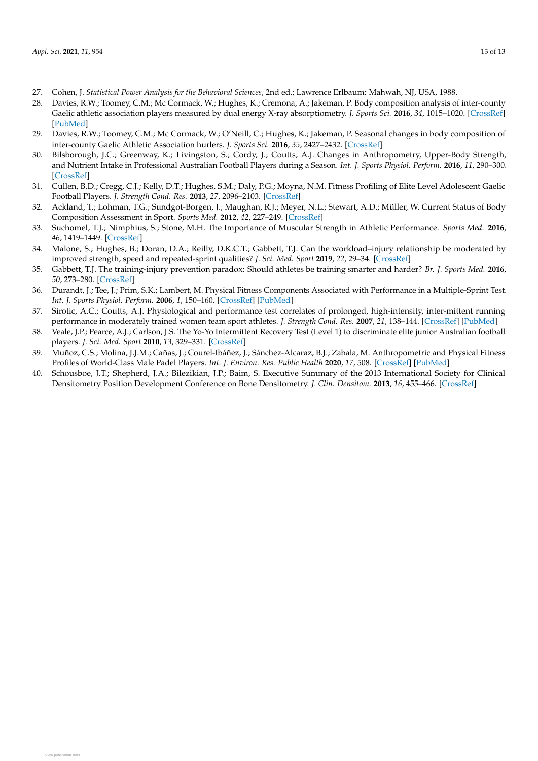27. Cohen, J. *Statistical Power Analysis for the Behavioral Sciences*, 2nd ed.; Lawrence Erlbaum: Mahwah, NJ, USA, 1988.
28. Davies, R.W.; Toomey, C.M.; Mc Cormack, W.; Hughes, K.; Cremona, A.; Jakeman, P. Body composition analysis of inter-county Gaelic athletic association players measured by dual energy X-ray absorptiometry. *J. Sports Sci.* **2016**, *34*, 1015–1020. [CrossRef] [PubMed]
29. Davies, R.W.; Toomey, C.M.; Mc Cormack, W.; O'Neill, C.; Hughes, K.; Jakeman, P. Seasonal changes in body composition of inter-county Gaelic Athletic Association hurlers. *J. Sports Sci.* **2016**, *35*, 2427–2432. [CrossRef]
30. Bilsborough, J.C.; Greenway, K.; Livingston, S.; Cordy, J.; Coutts, A.J. Changes in Anthropometry, Upper-Body Strength, and Nutrient Intake in Professional Australian Football Players during a Season. *Int. J. Sports Physiol. Perform.* **2016**, *11*, 290–300. [CrossRef]
31. Cullen, B.D.; Cregg, C.J.; Kelly, D.T.; Hughes, S.M.; Daly, P.G.; Moyna, N.M. Fitness Profiling of Elite Level Adolescent Gaelic Football Players. *J. Strength Cond. Res.* **2013**, *27*, 2096–2103. [CrossRef]
32. Ackland, T.; Lohman, T.G.; Sundgot-Borgen, J.; Maughan, R.J.; Meyer, N.L.; Stewart, A.D.; Müller, W. Current Status of Body Composition Assessment in Sport. *Sports Med.* **2012**, *42*, 227–249. [CrossRef]
33. Suchomel, T.J.; Nimphius, S.; Stone, M.H. The Importance of Muscular Strength in Athletic Performance. *Sports Med.* **2016**, *46*, 1419–1449. [CrossRef]
34. Malone, S.; Hughes, B.; Doran, D.A.; Reilly, D.K.C.T.; Gabbett, T.J. Can the workload–injury relationship be moderated by improved strength, speed and repeated-sprint qualities? *J. Sci. Med. Sport* **2019**, *22*, 29–34. [CrossRef]
35. Gabbett, T.J. The training-injury prevention paradox: Should athletes be training smarter and harder? *Br. J. Sports Med.* **2016**, *50*, 273–280. [CrossRef]
36. Durandt, J.; Tee, J.; Prim, S.K.; Lambert, M. Physical Fitness Components Associated with Performance in a Multiple-Sprint Test. *Int. J. Sports Physiol. Perform.* **2006**, *1*, 150–160. [CrossRef] [PubMed]
37. Sirotic, A.C.; Coutts, A.J. Physiological and performance test correlates of prolonged, high-intensity, inter-mittent running performance in moderately trained women team sport athletes. *J. Strength Cond. Res.* **2007**, *21*, 138–144. [CrossRef] [PubMed]
38. Veale, J.P.; Pearce, A.J.; Carlson, J.S. The Yo-Yo Intermittent Recovery Test (Level 1) to discriminate elite junior Australian football players. *J. Sci. Med. Sport* **2010**, *13*, 329–331. [CrossRef]
39. Muñoz, C.S.; Molina, J.J.M.; Cañas, J.; Courel-Ibáñez, J.; Sánchez-Alcaraz, B.J.; Zabala, M. Anthropometric and Physical Fitness Profiles of World-Class Male Padel Players. *Int. J. Environ. Res. Public Health* **2020**, *17*, 508. [CrossRef] [PubMed]
40. Schousboe, J.T.; Shepherd, J.A.; Bilezikian, J.P.; Baim, S. Executive Summary of the 2013 International Society for Clinical Densitometry Position Development Conference on Bone Densitometry. *J. Clin. Densitom.* **2013**, *16*, 455–466. [CrossRef]